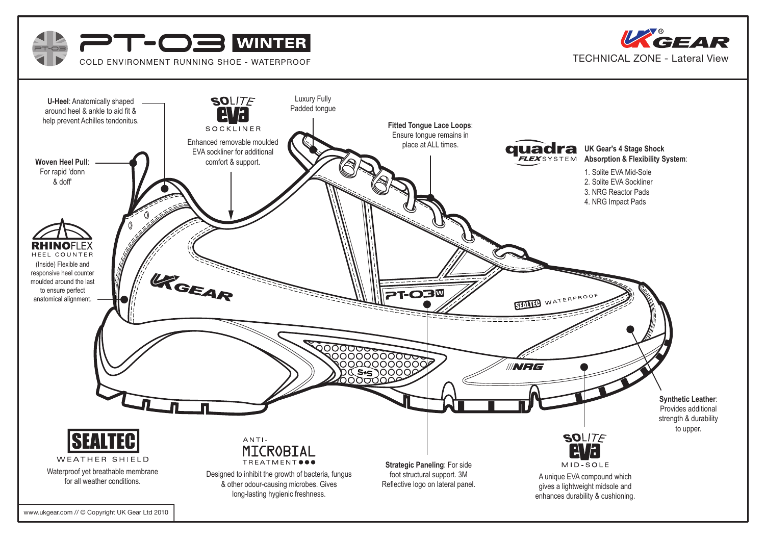# PT-03 WINTER

COLD ENVIRONMENT RUNNING SHOE - WATERPROOF

UK GEAR®

TECHNICAL ZONE - Lateral View

**U-Heel**: Anatomically shaped around heel & ankle to aid fit & help prevent Achilles tendonitus.

**Woven Heel Pull**: For rapid 'donn & doff'

**RHINOFLEX HEEL COUNTER**

(Inside) Flexible and responsive heel counter moulded around the last to ensure perfect anatomical alignment.

**SOLITE eva SOCKLINER**

Enhanced removable moulded EVA sockliner for additional comfort & support.

Luxury Fully Padded tongue

**Fitted Tongue Lace Loops**: Ensure tongue remains in place at ALL times.

**quadra FLEX SYSTEM**

**UK Gear's 4 Stage Shock Absorption & Flexibility System**:

1. Solite EVA Mid-Sole
2. Solite EVA Sockliner
3. NRG Reactor Pads
4. NRG Impact Pads

**Synthetic Leather**: Provides additional strength & durability to upper.

**SEALTEC WEATHER SHIELD**

Waterproof yet breathable membrane for all weather conditions.

**ANTI-MICROBIAL TREATMENT**

Designed to inhibit the growth of bacteria, fungus & other odour-causing microbes. Gives long-lasting hygienic freshness.

**Strategic Paneling**: For side foot structural support. 3M Reflective logo on lateral panel.

**SOLITE eva MID-SOLE**

A unique EVA compound which gives a lightweight midsole and enhances durability & cushioning.

www.ukgear.com // © Copyright UK Gear Ltd 2010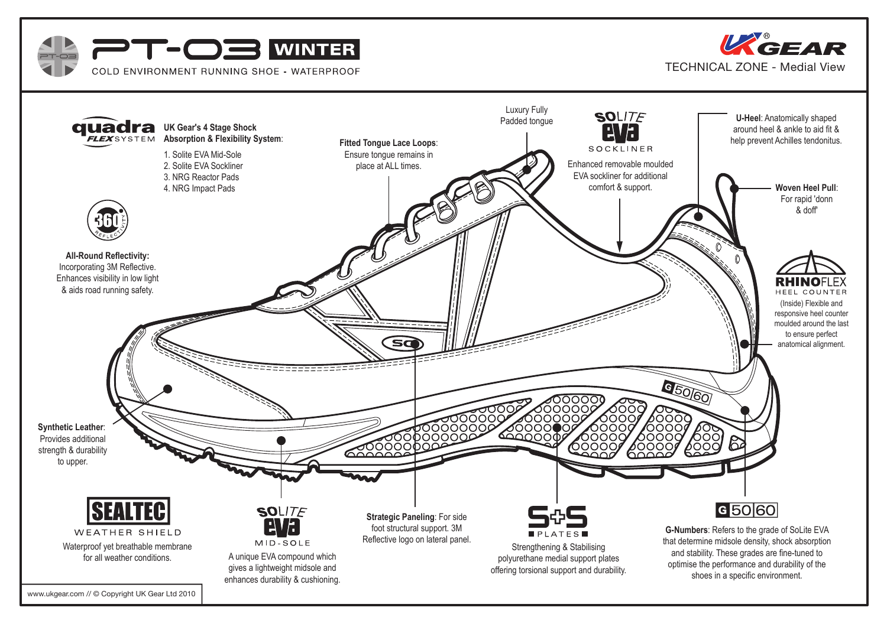# PT-03 WINTER

COLD ENVIRONMENT RUNNING SHOE - WATERPROOF

UK GEAR®

TECHNICAL ZONE - Medial View

**quadra FLEX SYSTEM**

**UK Gear's 4 Stage Shock Absorption & Flexibility System**:

1. Solite EVA Mid-Sole
2. Solite EVA Sockliner
3. NRG Reactor Pads
4. NRG Impact Pads

**Fitted Tongue Lace Loops**: Ensure tongue remains in place at ALL times.

Luxury Fully Padded tongue

**SOLITE eva SOCKLINER**

Enhanced removable moulded EVA sockliner for additional comfort & support.

**U-Heel**: Anatomically shaped around heel & ankle to aid fit & help prevent Achilles tendonitus.

**Woven Heel Pull**: For rapid 'donn & doff'

**360 REFLECTIVITY**

**All-Round Reflectivity:** Incorporating 3M Reflective. Enhances visibility in low light & aids road running safety.

**RHINOFLEX HEEL COUNTER**

(Inside) Flexible and responsive heel counter moulded around the last to ensure perfect anatomical alignment.

**Synthetic Leather**: Provides additional strength & durability to upper.

**SEALTEC WEATHER SHIELD**

Waterproof yet breathable membrane for all weather conditions.

**SOLITE eva MID-SOLE**

A unique EVA compound which gives a lightweight midsole and enhances durability & cushioning.

**Strategic Paneling**: For side foot structural support. 3M Reflective logo on lateral panel.

**S+S PLATES**

Strengthening & Stabilising polyurethane medial support plates offering torsional support and durability.

**G 50 60**

**G-Numbers**: Refers to the grade of SoLite EVA that determine midsole density, shock absorption and stability. These grades are fine-tuned to optimise the performance and durability of the shoes in a specific environment.

www.ukgear.com // © Copyright UK Gear Ltd 2010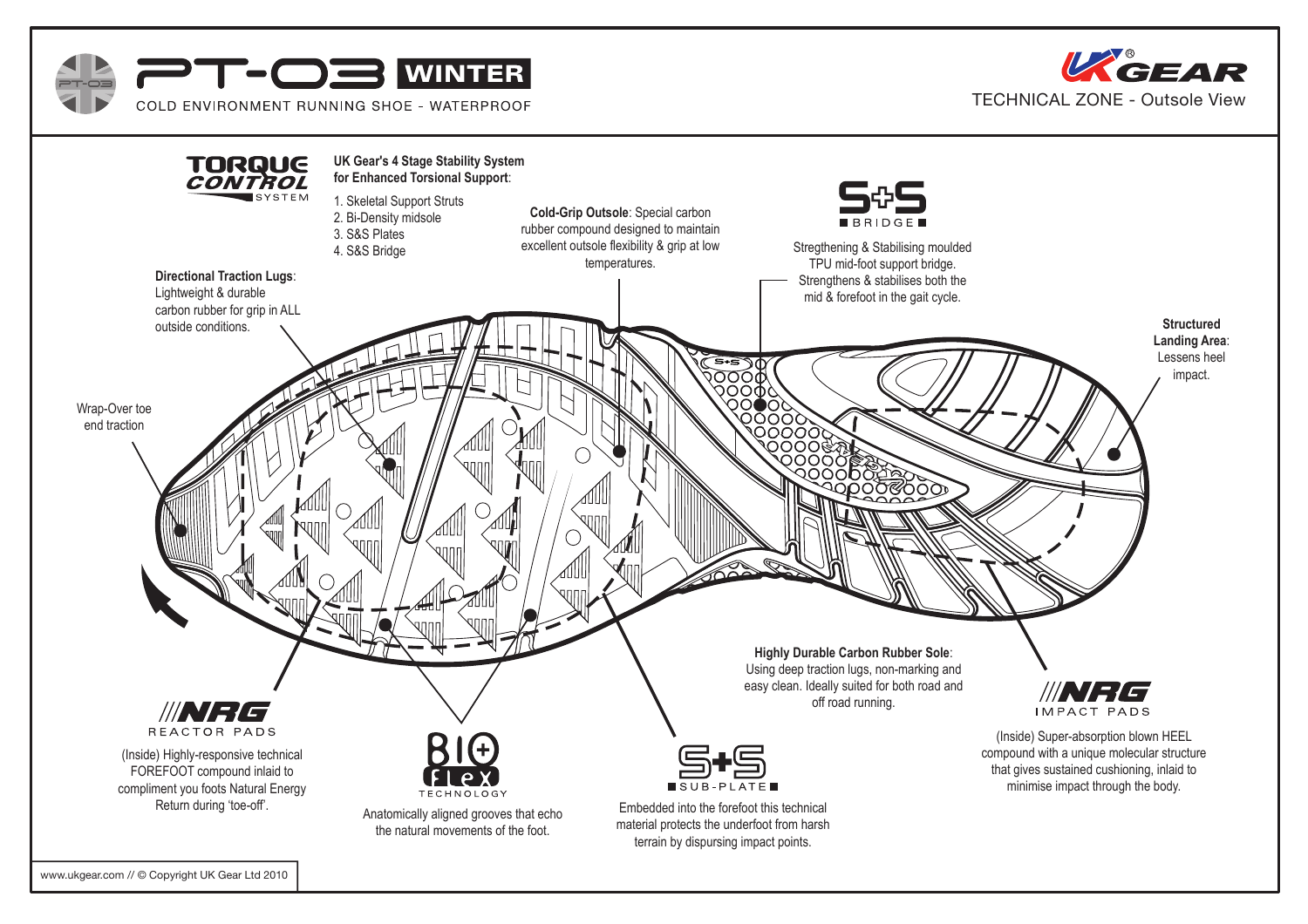# PT-03 WINTER

COLD ENVIRONMENT RUNNING SHOE - WATERPROOF

UK GEAR®

TECHNICAL ZONE - Outsole View

**TORQUE CONTROL SYSTEM**

**UK Gear's 4 Stage Stability System for Enhanced Torsional Support**:

1. Skeletal Support Struts
2. Bi-Density midsole
3. S&S Plates
4. S&S Bridge

**Cold-Grip Outsole**: Special carbon rubber compound designed to maintain excellent outsole flexibility & grip at low temperatures.

**S+S BRIDGE**

Stregthening & Stabilising moulded TPU mid-foot support bridge. Strengthens & stabilises both the mid & forefoot in the gait cycle.

**Directional Traction Lugs**: Lightweight & durable carbon rubber for grip in ALL outside conditions.

**Structured Landing Area**: Lessens heel impact.

Wrap-Over toe end traction

**Highly Durable Carbon Rubber Sole**: Using deep traction lugs, non-marking and easy clean. Ideally suited for both road and off road running.

**NRG REACTOR PADS**

(Inside) Highly-responsive technical FOREFOOT compound inlaid to compliment you foots Natural Energy Return during 'toe-off'.

**BIO flex TECHNOLOGY**

Anatomically aligned grooves that echo the natural movements of the foot.

**S+S SUB-PLATE**

Embedded into the forefoot this technical material protects the underfoot from harsh terrain by dispursing impact points.

**NRG IMPACT PADS**

(Inside) Super-absorption blown HEEL compound with a unique molecular structure that gives sustained cushioning, inlaid to minimise impact through the body.

www.ukgear.com // © Copyright UK Gear Ltd 2010